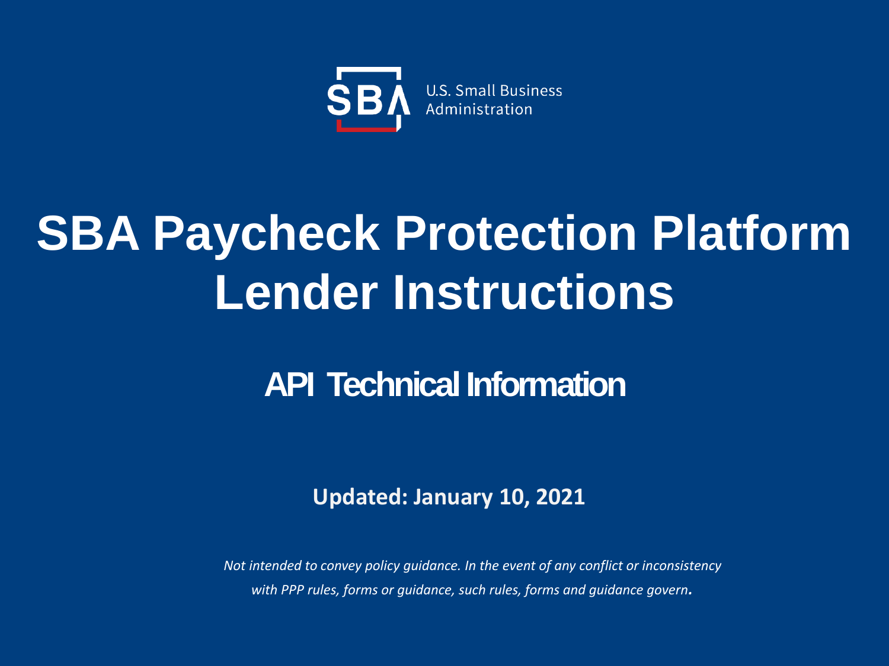U.S. Small Business Administration

# SBA Paycheck Protection Platform Lender Instructions

## API Technical Information

**Updated: January 10, 2021**

*Not intended to convey policy guidance. In the event of any conflict or inconsistency with PPP rules, forms or guidance, such rules, forms and guidance govern.*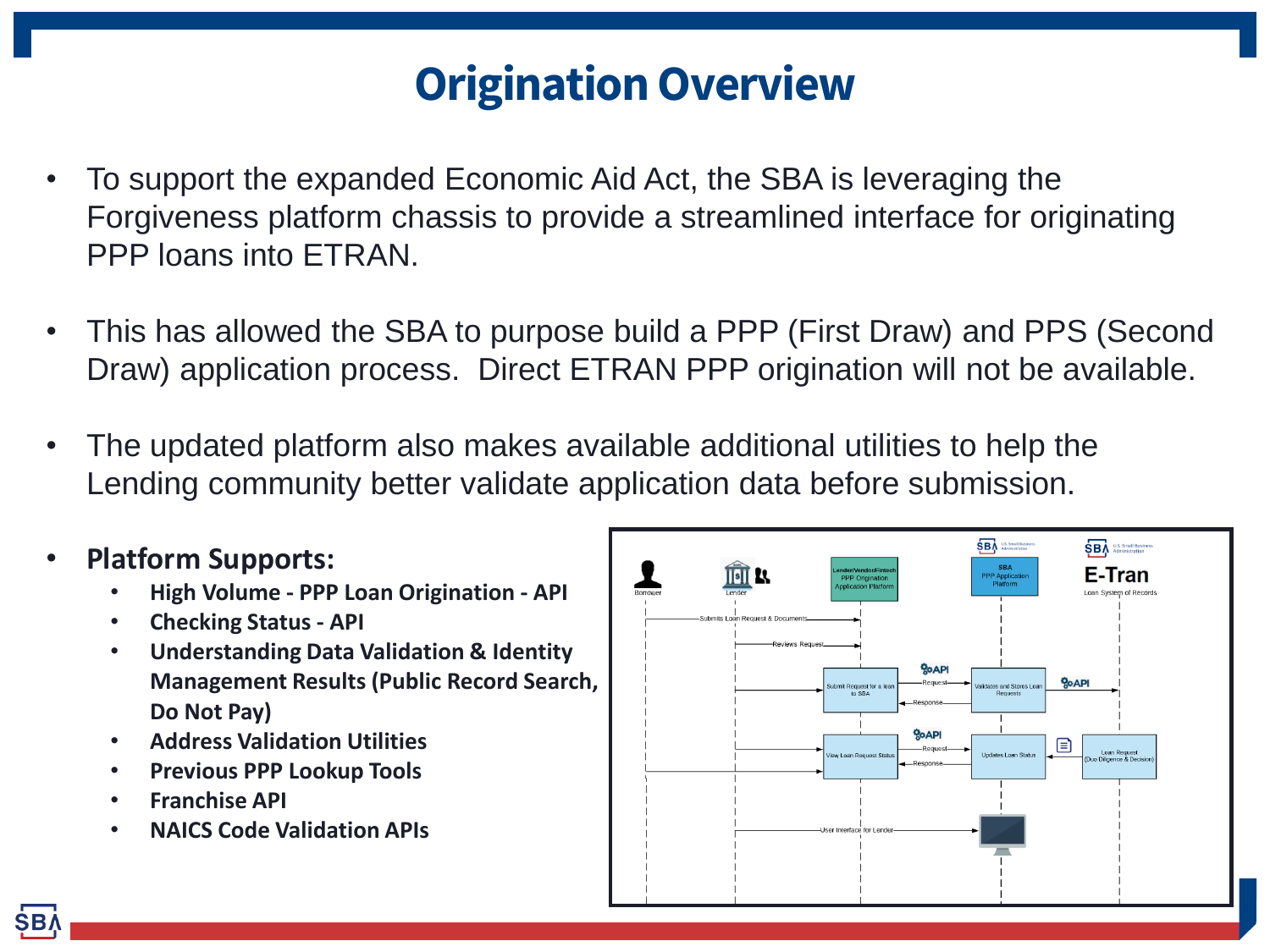# Origination Overview

- To support the expanded Economic Aid Act, the SBA is leveraging the Forgiveness platform chassis to provide a streamlined interface for originating PPP loans into ETRAN.

- This has allowed the SBA to purpose build a PPP (First Draw) and PPS (Second Draw) application process. Direct ETRAN PPP origination will not be available.

- The updated platform also makes available additional utilities to help the Lending community better validate application data before submission.

- **Platform Supports:**
  - **High Volume - PPP Loan Origination - API**
  - **Checking Status - API**
  - **Understanding Data Validation & Identity Management Results (Public Record Search, Do Not Pay)**
  - **Address Validation Utilities**
  - **Previous PPP Lookup Tools**
  - **Franchise API**
  - **NAICS Code Validation APIs**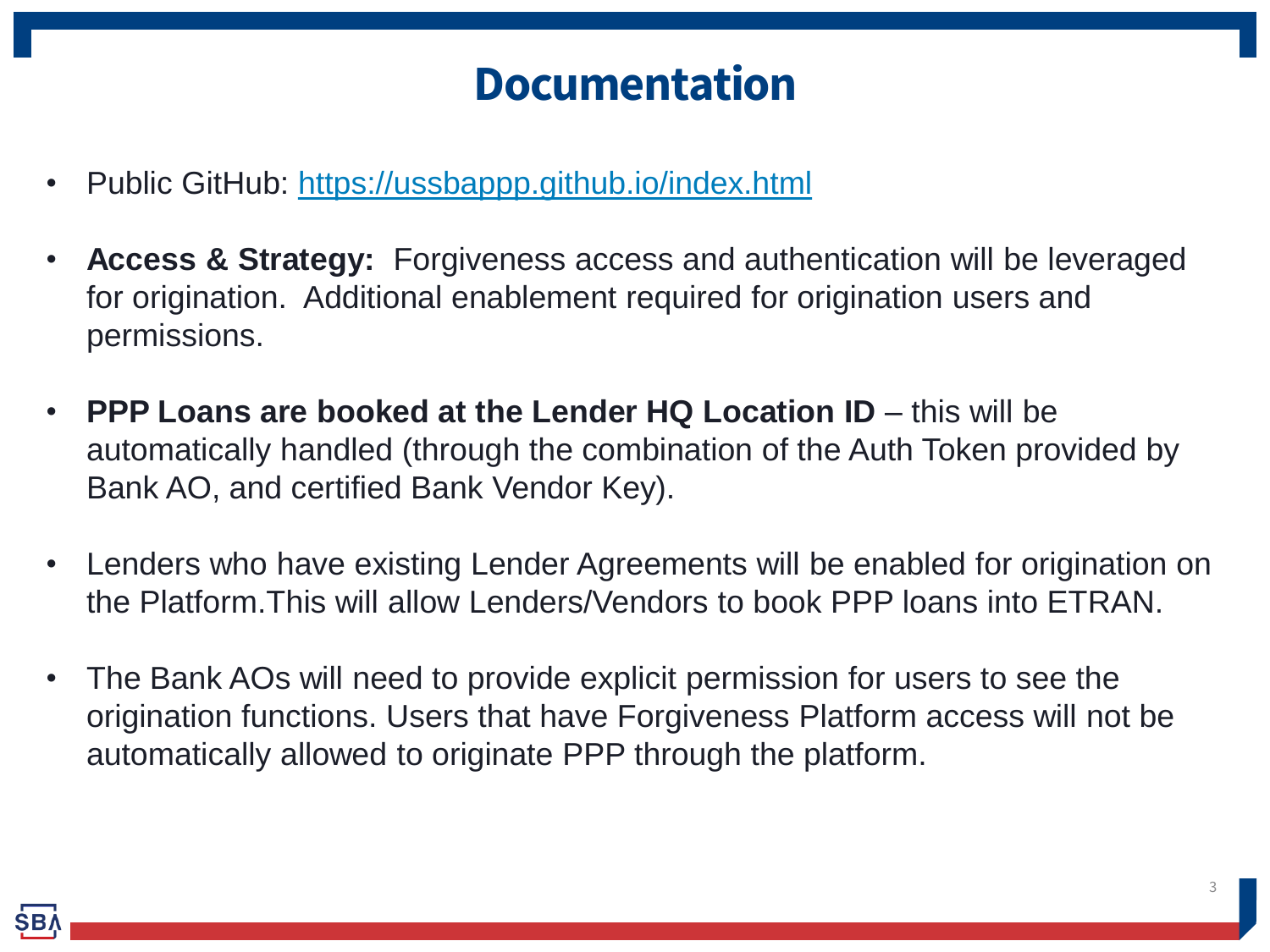# Documentation

- Public GitHub: [https://ussbappp.github.io/index.html](https://ussbappp.github.io/index.html)

- **Access & Strategy:** Forgiveness access and authentication will be leveraged for origination. Additional enablement required for origination users and permissions.

- **PPP Loans are booked at the Lender HQ Location ID** – this will be automatically handled (through the combination of the Auth Token provided by Bank AO, and certified Bank Vendor Key).

- Lenders who have existing Lender Agreements will be enabled for origination on the Platform.This will allow Lenders/Vendors to book PPP loans into ETRAN.

- The Bank AOs will need to provide explicit permission for users to see the origination functions. Users that have Forgiveness Platform access will not be automatically allowed to originate PPP through the platform.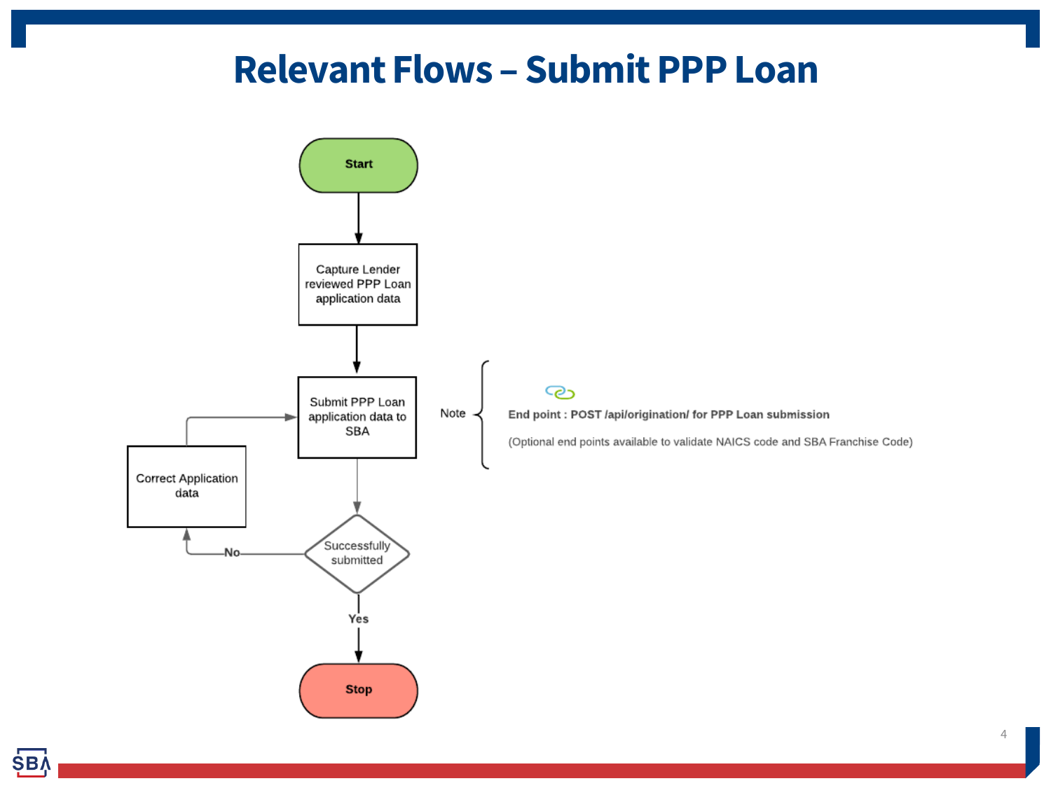# Relevant Flows – Submit PPP Loan

Start

Capture Lender reviewed PPP Loan application data

Submit PPP Loan application data to SBA

Successfully submitted

No → Correct Application data

Yes → Stop

Note

**End point : POST /api/origination/ for PPP Loan submission**

(Optional end points available to validate NAICS code and SBA Franchise Code)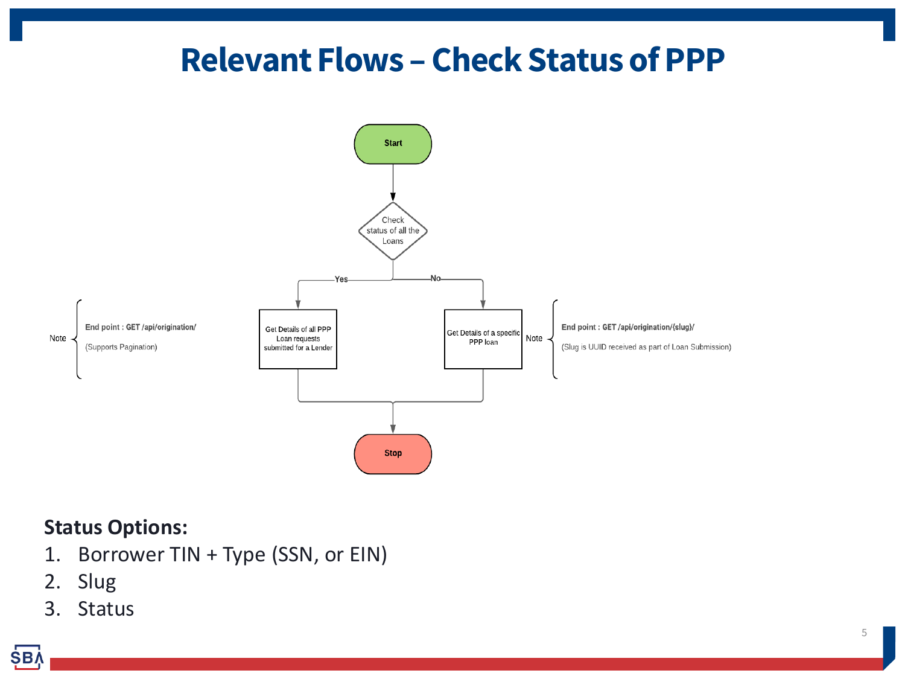# Relevant Flows – Check Status of PPP

Start

Check status of all the Loans

Yes → Get Details of all PPP Loan requests submitted for a Lender

Note: End point : **GET /api/origination/**

(Supports Pagination)

No → Get Details of a specific PPP loan

Note: End point : **GET /api/origination/{slug}/**

(Slug is UUID received as part of Loan Submission)

Stop

**Status Options:**

1. Borrower TIN + Type (SSN, or EIN)
2. Slug
3. Status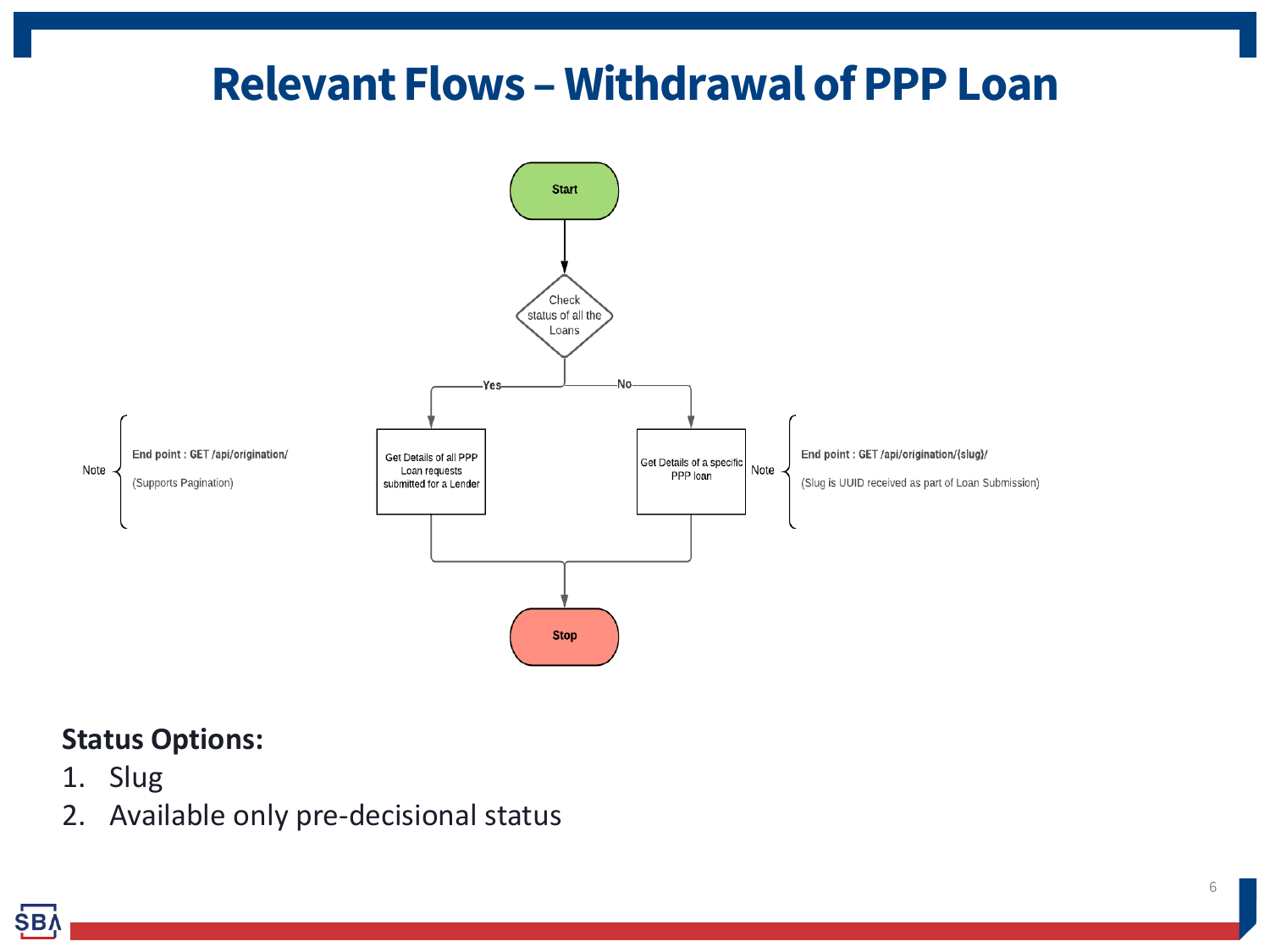# Relevant Flows – Withdrawal of PPP Loan

Start

Check status of all the Loans

Yes → Get Details of all PPP Loan requests submitted for a Lender

Note: End point : GET /api/origination/ (Supports Pagination)

No → Get Details of a specific PPP loan

Note: End point : GET /api/origination/{slug}/ (Slug is UUID received as part of Loan Submission)

Stop

**Status Options:**

1. Slug
2. Available only pre-decisional status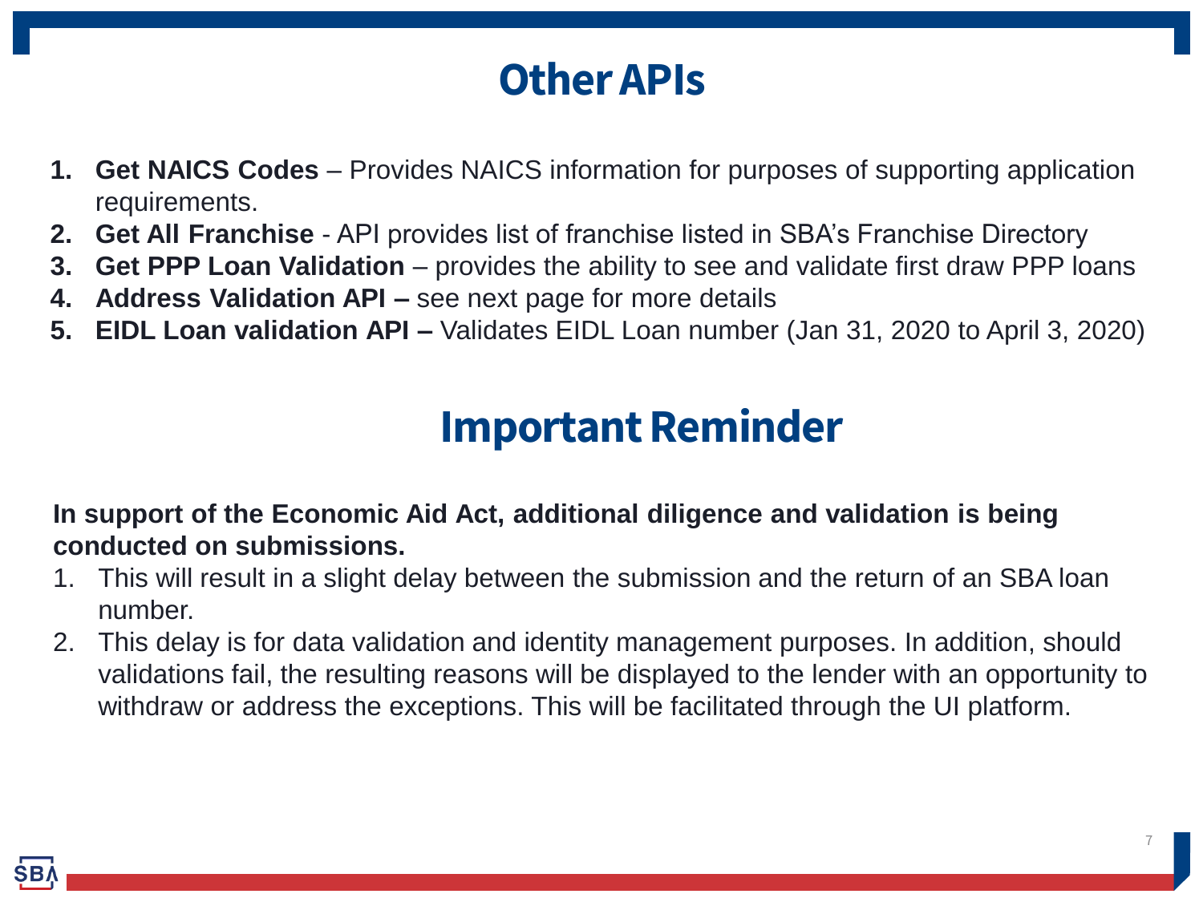# Other APIs

1. **Get NAICS Codes** – Provides NAICS information for purposes of supporting application requirements.
2. **Get All Franchise** - API provides list of franchise listed in SBA's Franchise Directory
3. **Get PPP Loan Validation** – provides the ability to see and validate first draw PPP loans
4. **Address Validation API –** see next page for more details
5. **EIDL Loan validation API –** Validates EIDL Loan number (Jan 31, 2020 to April 3, 2020)

# Important Reminder

**In support of the Economic Aid Act, additional diligence and validation is being conducted on submissions.**

1. This will result in a slight delay between the submission and the return of an SBA loan number.
2. This delay is for data validation and identity management purposes. In addition, should validations fail, the resulting reasons will be displayed to the lender with an opportunity to withdraw or address the exceptions. This will be facilitated through the UI platform.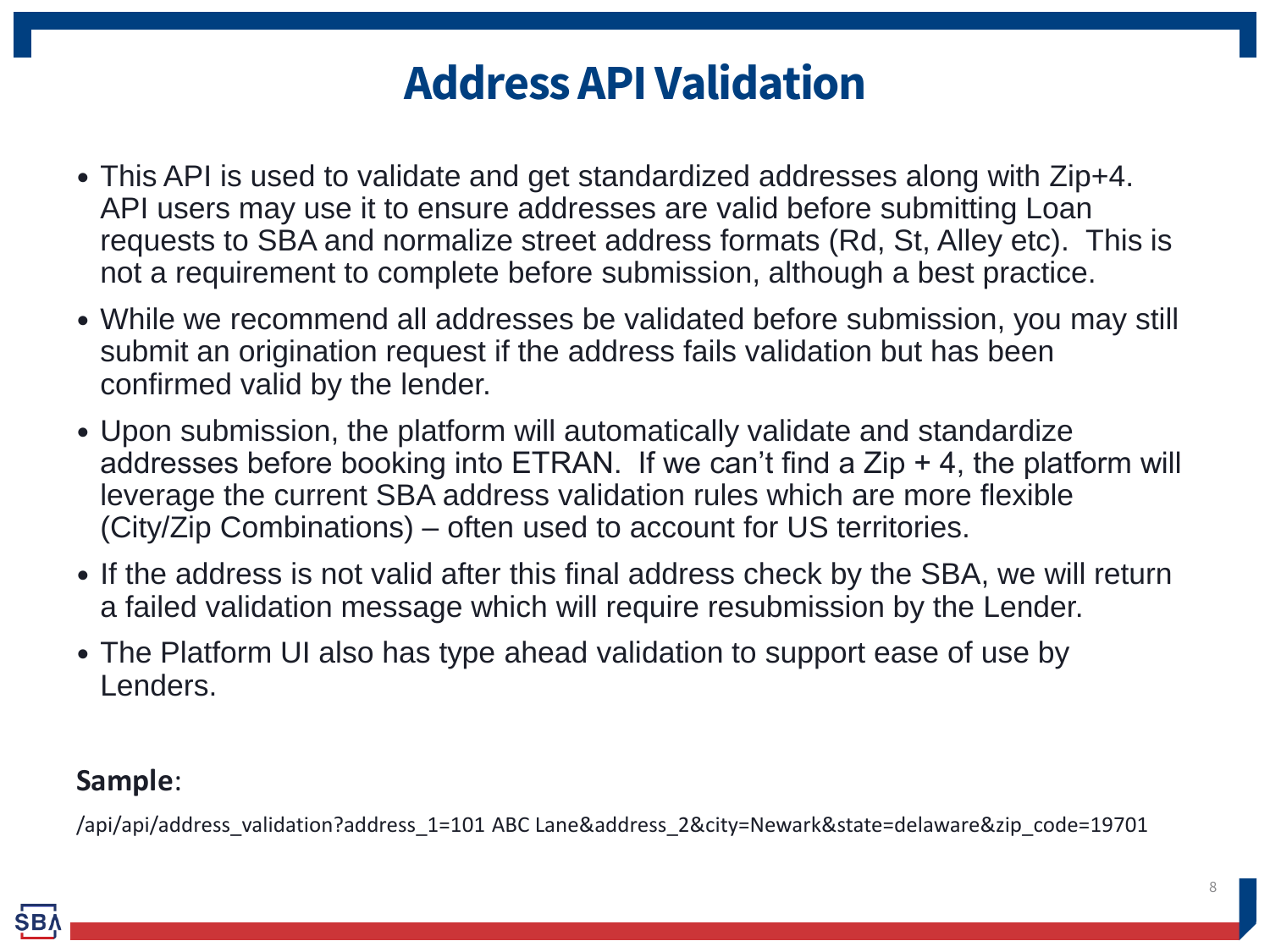# Address API Validation

- This API is used to validate and get standardized addresses along with Zip+4. API users may use it to ensure addresses are valid before submitting Loan requests to SBA and normalize street address formats (Rd, St, Alley etc). This is not a requirement to complete before submission, although a best practice.
- While we recommend all addresses be validated before submission, you may still submit an origination request if the address fails validation but has been confirmed valid by the lender.
- Upon submission, the platform will automatically validate and standardize addresses before booking into ETRAN. If we can't find a Zip + 4, the platform will leverage the current SBA address validation rules which are more flexible (City/Zip Combinations) – often used to account for US territories.
- If the address is not valid after this final address check by the SBA, we will return a failed validation message which will require resubmission by the Lender.
- The Platform UI also has type ahead validation to support ease of use by Lenders.

**Sample**:

/api/api/address_validation?address_1=101 ABC Lane&address_2&city=Newark&state=delaware&zip_code=19701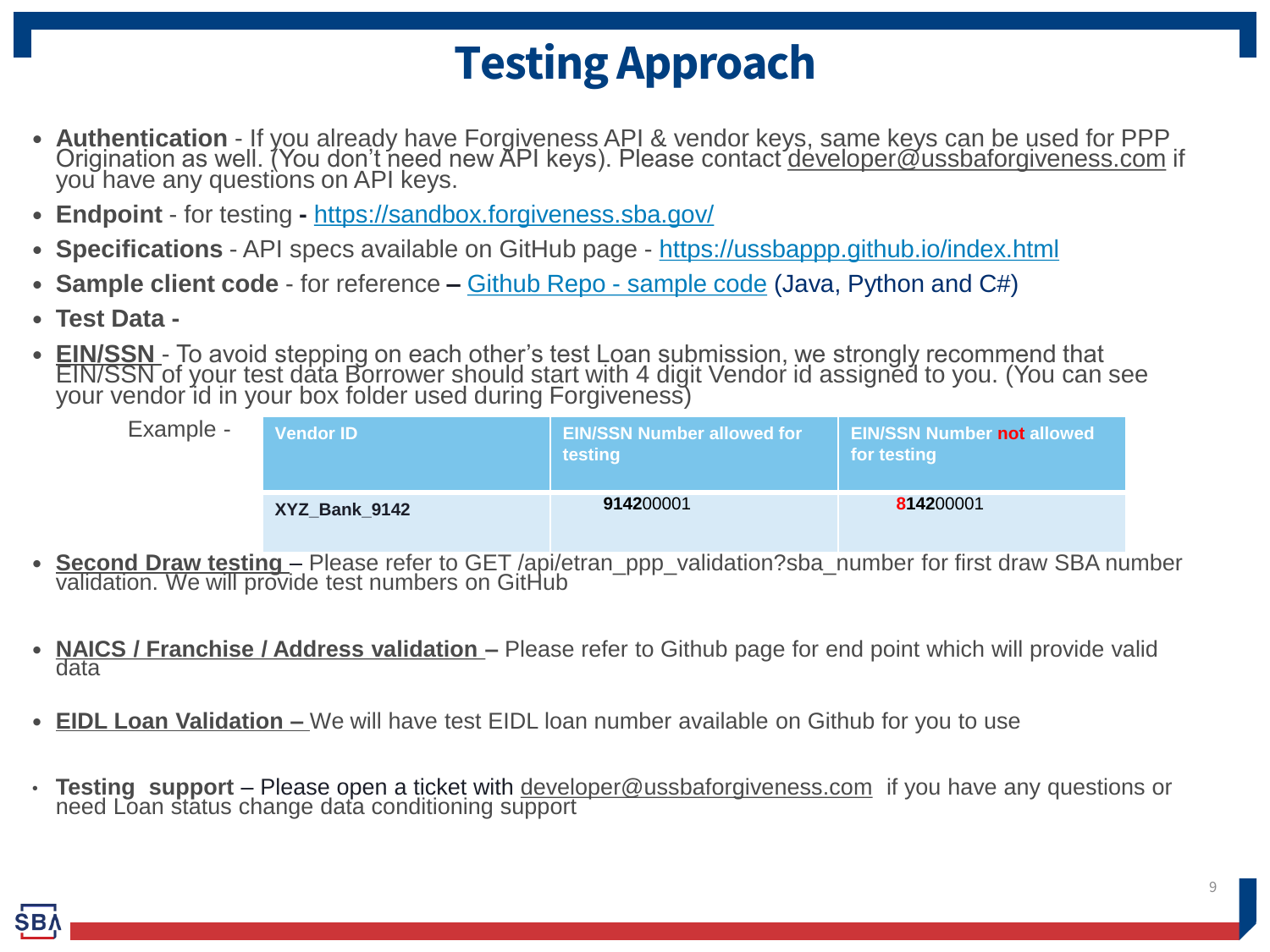# Testing Approach

- **Authentication** - If you already have Forgiveness API & vendor keys, same keys can be used for PPP Origination as well. (You don't need new API keys). Please contact developer@ussbaforgiveness.com if you have any questions on API keys.
- **Endpoint** - for testing **-** https://sandbox.forgiveness.sba.gov/
- **Specifications** - API specs available on GitHub page - https://ussbappp.github.io/index.html
- **Sample client code** - for reference **–** Github Repo - sample code (Java, Python and C#)
- **Test Data -**
- **EIN/SSN** - To avoid stepping on each other's test Loan submission, we strongly recommend that EIN/SSN of your test data Borrower should start with 4 digit Vendor id assigned to you. (You can see your vendor id in your box folder used during Forgiveness)

Example -

| Vendor ID | EIN/SSN Number allowed for testing | EIN/SSN Number not allowed for testing |
|---|---|---|
| **XYZ_Bank_9142** | **9142**00001 | **8142**00001 |

- **Second Draw testing** – Please refer to GET /api/etran_ppp_validation?sba_number for first draw SBA number validation. We will provide test numbers on GitHub
- **NAICS / Franchise / Address validation –** Please refer to Github page for end point which will provide valid data
- **EIDL Loan Validation –** We will have test EIDL loan number available on Github for you to use
- **Testing support** – Please open a ticket with developer@ussbaforgiveness.com if you have any questions or need Loan status change data conditioning support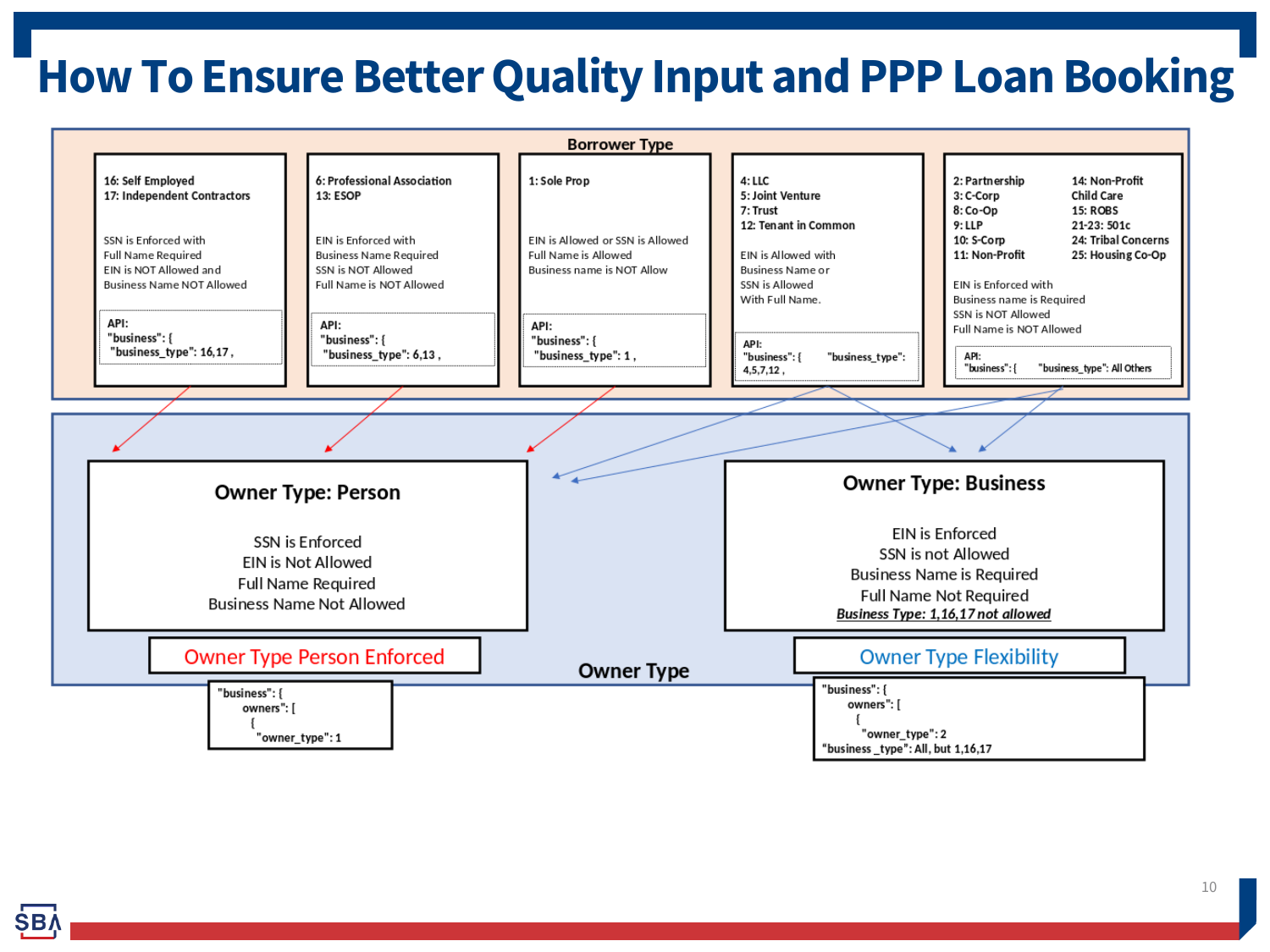# How To Ensure Better Quality Input and PPP Loan Booking

## Borrower Type

**16: Self Employed**
**17: Independent Contractors**

SSN is Enforced with
Full Name Required
EIN is NOT Allowed and
Business Name NOT Allowed

API:
```
"business": {
  "business_type": 16,17 ,
```

**6: Professional Association**
**13: ESOP**

EIN is Enforced with
Business Name Required
SSN is NOT Allowed
Full Name is NOT Allowed

API:
```
"business": {
  "business_type": 6,13 ,
```

**1: Sole Prop**

EIN is Allowed or SSN is Allowed
Full Name is Allowed
Business name is NOT Allow

API:
```
"business": {
  "business_type": 1 ,
```

**4: LLC**
**5: Joint Venture**
**7: Trust**
**12: Tenant in Common**

EIN is Allowed with
Business Name or
SSN is Allowed
With Full Name.

API:
```
"business": {    "business_type":
4,5,7,12 ,
```

**2: Partnership**
**3: C-Corp**
**8: Co-Op**
**9: LLP**
**10: S-Corp**
**11: Non-Profit**
**14: Non-Profit Child Care**
**15: ROBS**
**21-23: 501c**
**24: Tribal Concerns**
**25: Housing Co-Op**

EIN is Enforced with
Business name is Required
SSN is NOT Allowed
Full Name is NOT Allowed

API:
```
"business": {    "business_type": All Others
```

## Owner Type

### Owner Type: Person

SSN is Enforced
EIN is Not Allowed
Full Name Required
Business Name Not Allowed

**Owner Type Person Enforced**

```
"business": {
    owners": [
      {
        "owner_type": 1
```

### Owner Type: Business

EIN is Enforced
SSN is not Allowed
Business Name is Required
Full Name Not Required
***Business Type: 1,16,17 not allowed***

**Owner Type Flexibility**

```
"business": {
    owners": [
      {
        "owner_type": 2
"business _type": All, but 1,16,17
```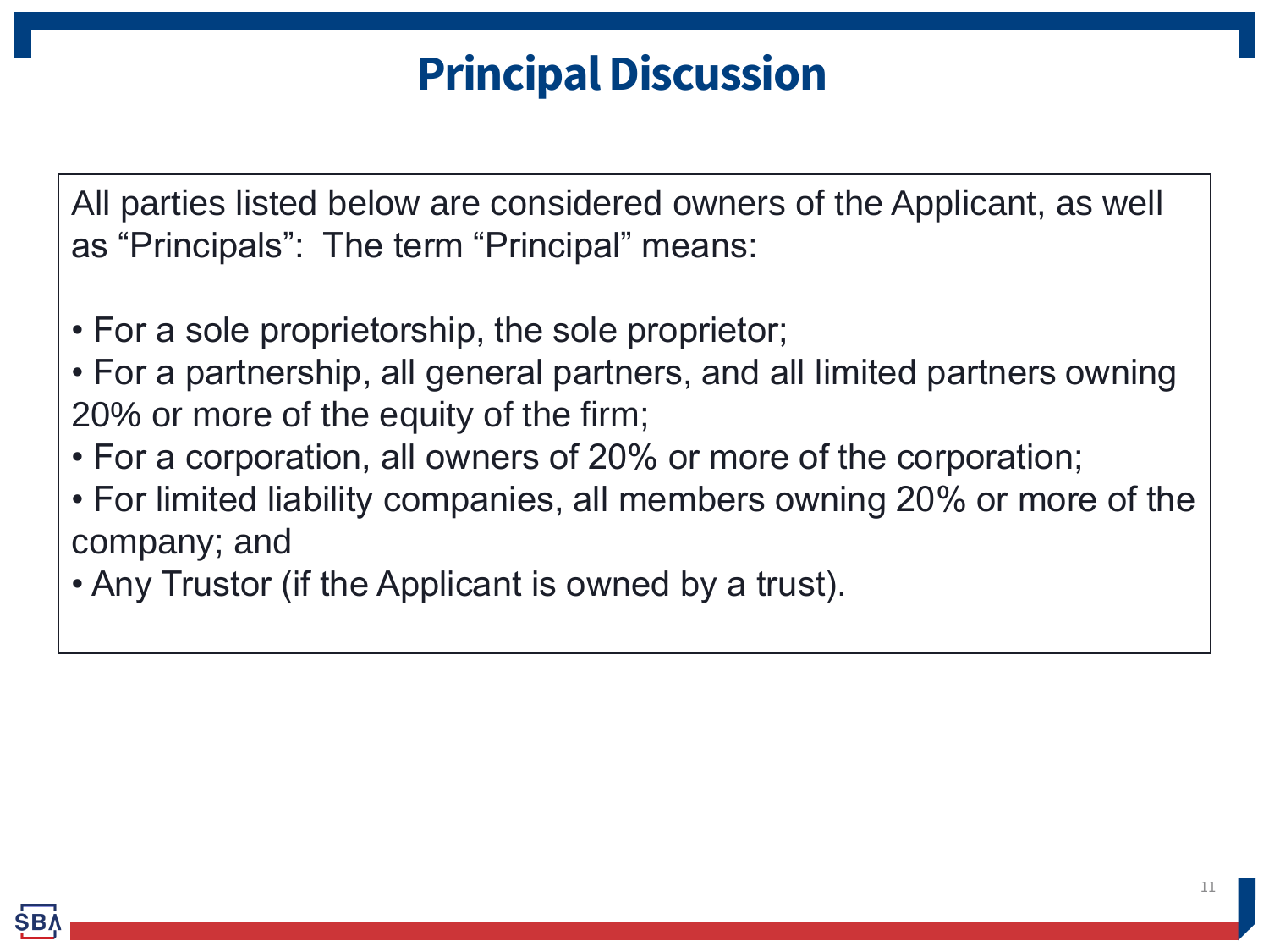# Principal Discussion

All parties listed below are considered owners of the Applicant, as well as "Principals": The term "Principal" means:

- For a sole proprietorship, the sole proprietor;
- For a partnership, all general partners, and all limited partners owning 20% or more of the equity of the firm;
- For a corporation, all owners of 20% or more of the corporation;
- For limited liability companies, all members owning 20% or more of the company; and
- Any Trustor (if the Applicant is owned by a trust).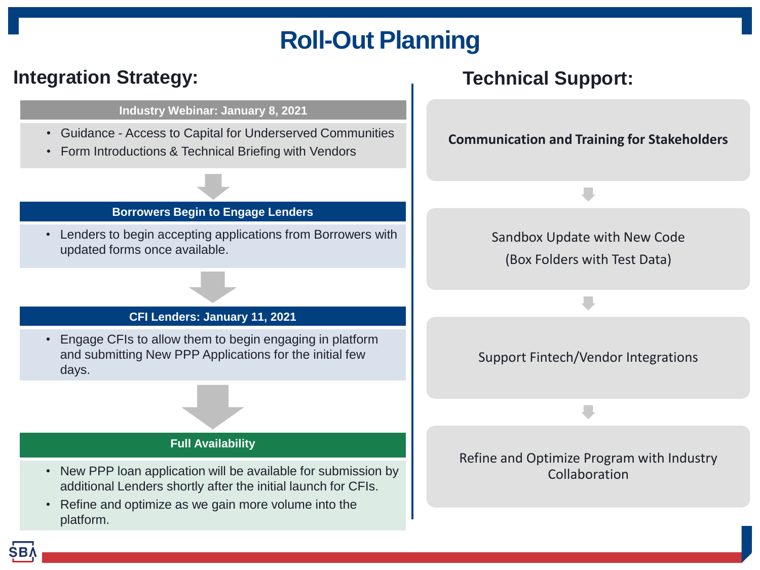# Roll-Out Planning

## Integration Strategy:

**Industry Webinar: January 8, 2021**

- Guidance - Access to Capital for Underserved Communities
- Form Introductions & Technical Briefing with Vendors

**Borrowers Begin to Engage Lenders**

- Lenders to begin accepting applications from Borrowers with updated forms once available.

**CFI Lenders: January 11, 2021**

- Engage CFIs to allow them to begin engaging in platform and submitting New PPP Applications for the initial few days.

**Full Availability**

- New PPP loan application will be available for submission by additional Lenders shortly after the initial launch for CFIs.
- Refine and optimize as we gain more volume into the platform.

## Technical Support:

**Communication and Training for Stakeholders**

Sandbox Update with New Code
(Box Folders with Test Data)

Support Fintech/Vendor Integrations

Refine and Optimize Program with Industry Collaboration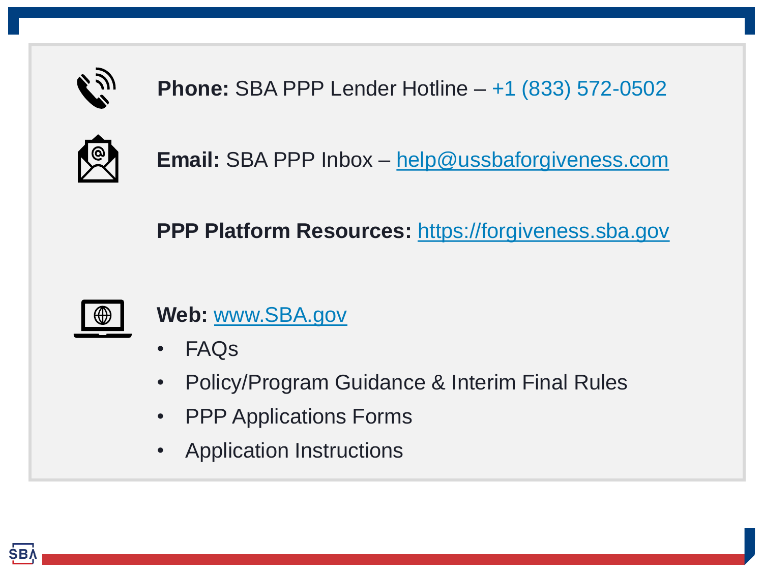**Phone:** SBA PPP Lender Hotline – +1 (833) 572-0502

**Email:** SBA PPP Inbox – help@ussbaforgiveness.com

**PPP Platform Resources:** https://forgiveness.sba.gov

**Web:** www.SBA.gov

- FAQs
- Policy/Program Guidance & Interim Final Rules
- PPP Applications Forms
- Application Instructions